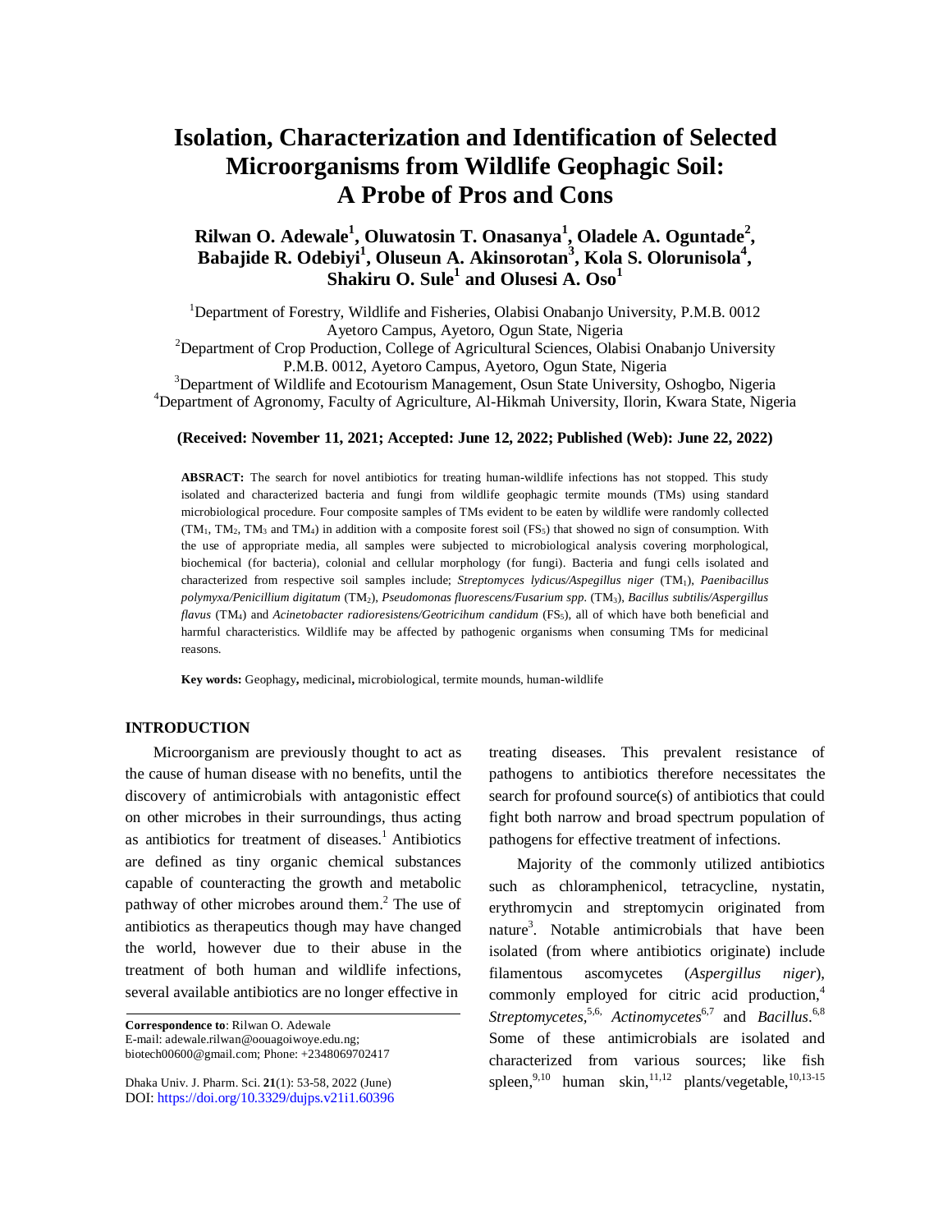# Isolation, Characterization and Identification of Selected Microorganisms from Wildlife Geophagic Soil: A Probe of Pros and Cons

**Rilwan O. Adewale[1], Oluwatosin T. Onasanya[1], Oladele A. Oguntade[2], Babajide R. Odebiyi[1], Oluseun A. Akinsorotan[3], Kola S. Olorunisola[4], Shakiru O. Sule[1] and Olusesi A. Oso[1]**

[1]Department of Forestry, Wildlife and Fisheries, Olabisi Onabanjo University, P.M.B. 0012 Ayetoro Campus, Ayetoro, Ogun State, Nigeria
[2]Department of Crop Production, College of Agricultural Sciences, Olabisi Onabanjo University P.M.B. 0012, Ayetoro Campus, Ayetoro, Ogun State, Nigeria
[3]Department of Wildlife and Ecotourism Management, Osun State University, Oshogbo, Nigeria
[4]Department of Agronomy, Faculty of Agriculture, Al-Hikmah University, Ilorin, Kwara State, Nigeria

**(Received: November 11, 2021; Accepted: June 12, 2022; Published (Web): June 22, 2022)**

**ABSRACT:** The search for novel antibiotics for treating human-wildlife infections has not stopped. This study isolated and characterized bacteria and fungi from wildlife geophagic termite mounds (TMs) using standard microbiological procedure. Four composite samples of TMs evident to be eaten by wildlife were randomly collected ($TM_1$, $TM_2$, $TM_3$ and $TM_4$) in addition with a composite forest soil ($FS_5$) that showed no sign of consumption. With the use of appropriate media, all samples were subjected to microbiological analysis covering morphological, biochemical (for bacteria), colonial and cellular morphology (for fungi). Bacteria and fungi cells isolated and characterized from respective soil samples include; *Streptomyces lydicus/Aspegillus niger* ($TM_1$), *Paenibacillus polymyxa/Penicillium digitatum* ($TM_2$), *Pseudomonas fluorescens/Fusarium spp.* ($TM_3$), *Bacillus subtilis/Aspergillus flavus* ($TM_4$) and *Acinetobacter radioresistens/Geotricihum candidum* ($FS_5$), all of which have both beneficial and harmful characteristics. Wildlife may be affected by pathogenic organisms when consuming TMs for medicinal reasons.

**Key words:** Geophagy**,** medicinal**,** microbiological, termite mounds, human-wildlife

## INTRODUCTION

Microorganism are previously thought to act as the cause of human disease with no benefits, until the discovery of antimicrobials with antagonistic effect on other microbes in their surroundings, thus acting as antibiotics for treatment of diseases.[1] Antibiotics are defined as tiny organic chemical substances capable of counteracting the growth and metabolic pathway of other microbes around them.[2] The use of antibiotics as therapeutics though may have changed the world, however due to their abuse in the treatment of both human and wildlife infections, several available antibiotics are no longer effective in treating diseases. This prevalent resistance of pathogens to antibiotics therefore necessitates the search for profound source(s) of antibiotics that could fight both narrow and broad spectrum population of pathogens for effective treatment of infections.

Majority of the commonly utilized antibiotics such as chloramphenicol, tetracycline, nystatin, erythromycin and streptomycin originated from nature[3]. Notable antimicrobials that have been isolated (from where antibiotics originate) include filamentous ascomycetes (*Aspergillus niger*), commonly employed for citric acid production,[4] *Streptomycetes*,[5,6] *Actinomycetes*[6,7] and *Bacillus*.[6,8] Some of these antimicrobials are isolated and characterized from various sources; like fish spleen,[9,10] human skin,[11,12] plants/vegetable,[10,13-15]

**Correspondence to**: Rilwan O. Adewale
E-mail: adewale.rilwan@oouagoiwoye.edu.ng; biotech00600@gmail.com; Phone: +2348069702417

DOI: https://doi.org/10.3329/dujps.v21i1.60396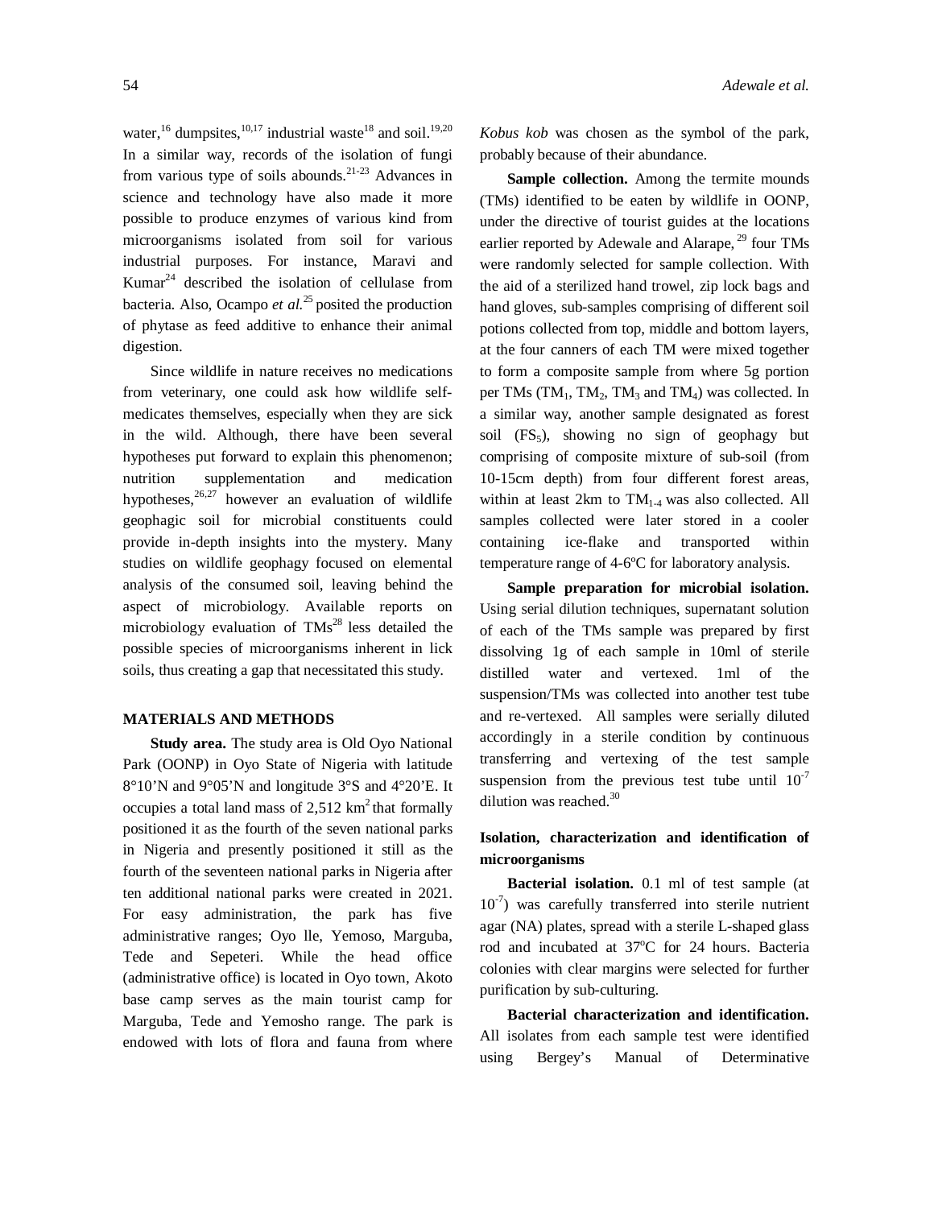water,[16] dumpsites,[10,17] industrial waste[18] and soil.[19,20] In a similar way, records of the isolation of fungi from various type of soils abounds.[21-23] Advances in science and technology have also made it more possible to produce enzymes of various kind from microorganisms isolated from soil for various industrial purposes. For instance, Maravi and Kumar[24] described the isolation of cellulase from bacteria. Also, Ocampo *et al.*[25] posited the production of phytase as feed additive to enhance their animal digestion.

Since wildlife in nature receives no medications from veterinary, one could ask how wildlife self-medicates themselves, especially when they are sick in the wild. Although, there have been several hypotheses put forward to explain this phenomenon; nutrition supplementation and medication hypotheses,[26,27] however an evaluation of wildlife geophagic soil for microbial constituents could provide in-depth insights into the mystery. Many studies on wildlife geophagy focused on elemental analysis of the consumed soil, leaving behind the aspect of microbiology. Available reports on microbiology evaluation of TMs[28] less detailed the possible species of microorganisms inherent in lick soils, thus creating a gap that necessitated this study.

## MATERIALS AND METHODS

**Study area.** The study area is Old Oyo National Park (OONP) in Oyo State of Nigeria with latitude 8°10'N and 9°05'N and longitude 3°S and 4°20'E. It occupies a total land mass of 2,512 km$^2$ that formally positioned it as the fourth of the seven national parks in Nigeria and presently positioned it still as the fourth of the seventeen national parks in Nigeria after ten additional national parks were created in 2021. For easy administration, the park has five administrative ranges; Oyo lle, Yemoso, Marguba, Tede and Sepeteri. While the head office (administrative office) is located in Oyo town, Akoto base camp serves as the main tourist camp for Marguba, Tede and Yemosho range. The park is endowed with lots of flora and fauna from where *Kobus kob* was chosen as the symbol of the park, probably because of their abundance.

**Sample collection.** Among the termite mounds (TMs) identified to be eaten by wildlife in OONP, under the directive of tourist guides at the locations earlier reported by Adewale and Alarape,[29] four TMs were randomly selected for sample collection. With the aid of a sterilized hand trowel, zip lock bags and hand gloves, sub-samples comprising of different soil potions collected from top, middle and bottom layers, at the four canners of each TM were mixed together to form a composite sample from where 5g portion per TMs ($TM_1$, $TM_2$, $TM_3$ and $TM_4$) was collected. In a similar way, another sample designated as forest soil ($FS_5$), showing no sign of geophagy but comprising of composite mixture of sub-soil (from 10-15cm depth) from four different forest areas, within at least 2km to $TM_{1-4}$ was also collected. All samples collected were later stored in a cooler containing ice-flake and transported within temperature range of 4-6ºC for laboratory analysis.

**Sample preparation for microbial isolation.** Using serial dilution techniques, supernatant solution of each of the TMs sample was prepared by first dissolving 1g of each sample in 10ml of sterile distilled water and vertexed. 1ml of the suspension/TMs was collected into another test tube and re-vertexed. All samples were serially diluted accordingly in a sterile condition by continuous transferring and vertexing of the test sample suspension from the previous test tube until $10^{-7}$ dilution was reached.[30]

### Isolation, characterization and identification of microorganisms

**Bacterial isolation.** 0.1 ml of test sample (at $10^{-7}$) was carefully transferred into sterile nutrient agar (NA) plates, spread with a sterile L-shaped glass rod and incubated at 37$^{o}$C for 24 hours. Bacteria colonies with clear margins were selected for further purification by sub-culturing.

**Bacterial characterization and identification.** All isolates from each sample test were identified using Bergey's Manual of Determinative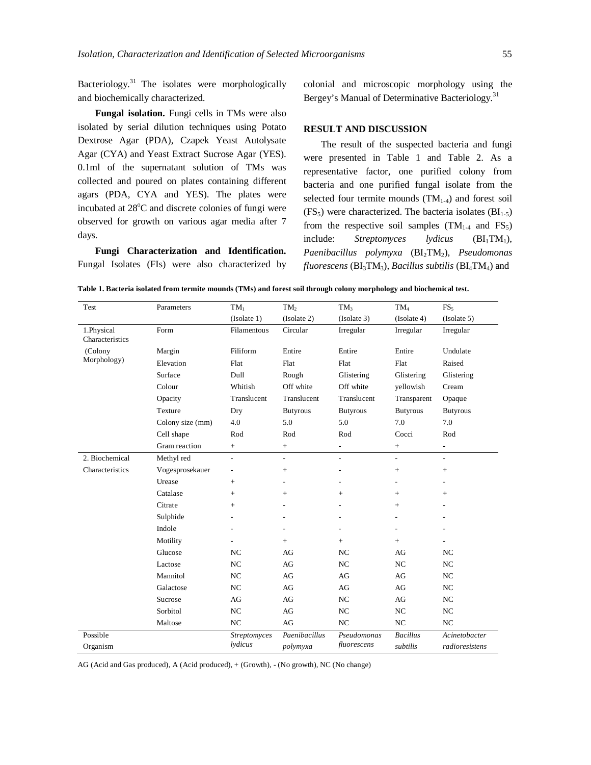Bacteriology.[31] The isolates were morphologically and biochemically characterized.

**Fungal isolation.** Fungi cells in TMs were also isolated by serial dilution techniques using Potato Dextrose Agar (PDA), Czapek Yeast Autolysate Agar (CYA) and Yeast Extract Sucrose Agar (YES). 0.1ml of the supernatant solution of TMs was collected and poured on plates containing different agars (PDA, CYA and YES). The plates were incubated at 28°C and discrete colonies of fungi were observed for growth on various agar media after 7 days.

**Fungi Characterization and Identification.** Fungal Isolates (FIs) were also characterized by colonial and microscopic morphology using the Bergey's Manual of Determinative Bacteriology.[31]

## RESULT AND DISCUSSION

The result of the suspected bacteria and fungi were presented in Table 1 and Table 2. As a representative factor, one purified colony from bacteria and one purified fungal isolate from the selected four termite mounds ($TM_{1-4}$) and forest soil ($FS_5$) were characterized. The bacteria isolates ($BI_{1-5}$) from the respective soil samples ($TM_{1-4}$ and $FS_5$) include: *Streptomyces lydicus* ($BI_1TM_1$), *Paenibacillus polymyxa* ($BI_2TM_2$), *Pseudomonas fluorescens* ($BI_3TM_3$), *Bacillus subtilis* ($BI_4TM_4$) and

**Table 1. Bacteria isolated from termite mounds (TMs) and forest soil through colony morphology and biochemical test.**

| Test | Parameters | $TM_1$ (Isolate 1) | $TM_2$ (Isolate 2) | $TM_3$ (Isolate 3) | $TM_4$ (Isolate 4) | $FS_5$ (Isolate 5) |
|---|---|---|---|---|---|---|
| 1.Physical Characteristics | Form | Filamentous | Circular | Irregular | Irregular | Irregular |
| (Colony Morphology) | Margin | Filiform | Entire | Entire | Entire | Undulate |
| | Elevation | Flat | Flat | Flat | Flat | Raised |
| | Surface | Dull | Rough | Glistering | Glistering | Glistering |
| | Colour | Whitish | Off white | Off white | yellowish | Cream |
| | Opacity | Translucent | Translucent | Translucent | Transparent | Opaque |
| | Texture | Dry | Butyrous | Butyrous | Butyrous | Butyrous |
| | Colony size (mm) | 4.0 | 5.0 | 5.0 | 7.0 | 7.0 |
| | Cell shape | Rod | Rod | Rod | Cocci | Rod |
| | Gram reaction | + | + | - | + | - |
| 2. Biochemical | Methyl red | - | - | - | - | - |
| Characteristics | Vogesprosekauer | - | + | - | + | + |
| | Urease | + | - | - | - | - |
| | Catalase | + | + | + | + | + |
| | Citrate | + | - | - | + | - |
| | Sulphide | - | - | - | - | - |
| | Indole | - | - | - | - | - |
| | Motility | - | + | + | + | - |
| | Glucose | NC | AG | NC | AG | NC |
| | Lactose | NC | AG | NC | NC | NC |
| | Mannitol | NC | AG | AG | AG | NC |
| | Galactose | NC | AG | AG | AG | NC |
| | Sucrose | AG | AG | NC | AG | NC |
| | Sorbitol | NC | AG | NC | NC | NC |
| | Maltose | NC | AG | NC | NC | NC |
| Possible Organism | | *Streptomyces lydicus* | *Paenibacillus polymyxa* | *Pseudomonas fluorescens* | *Bacillus subtilis* | *Acinetobacter radioresistens* |

AG (Acid and Gas produced), A (Acid produced), + (Growth), - (No growth), NC (No change)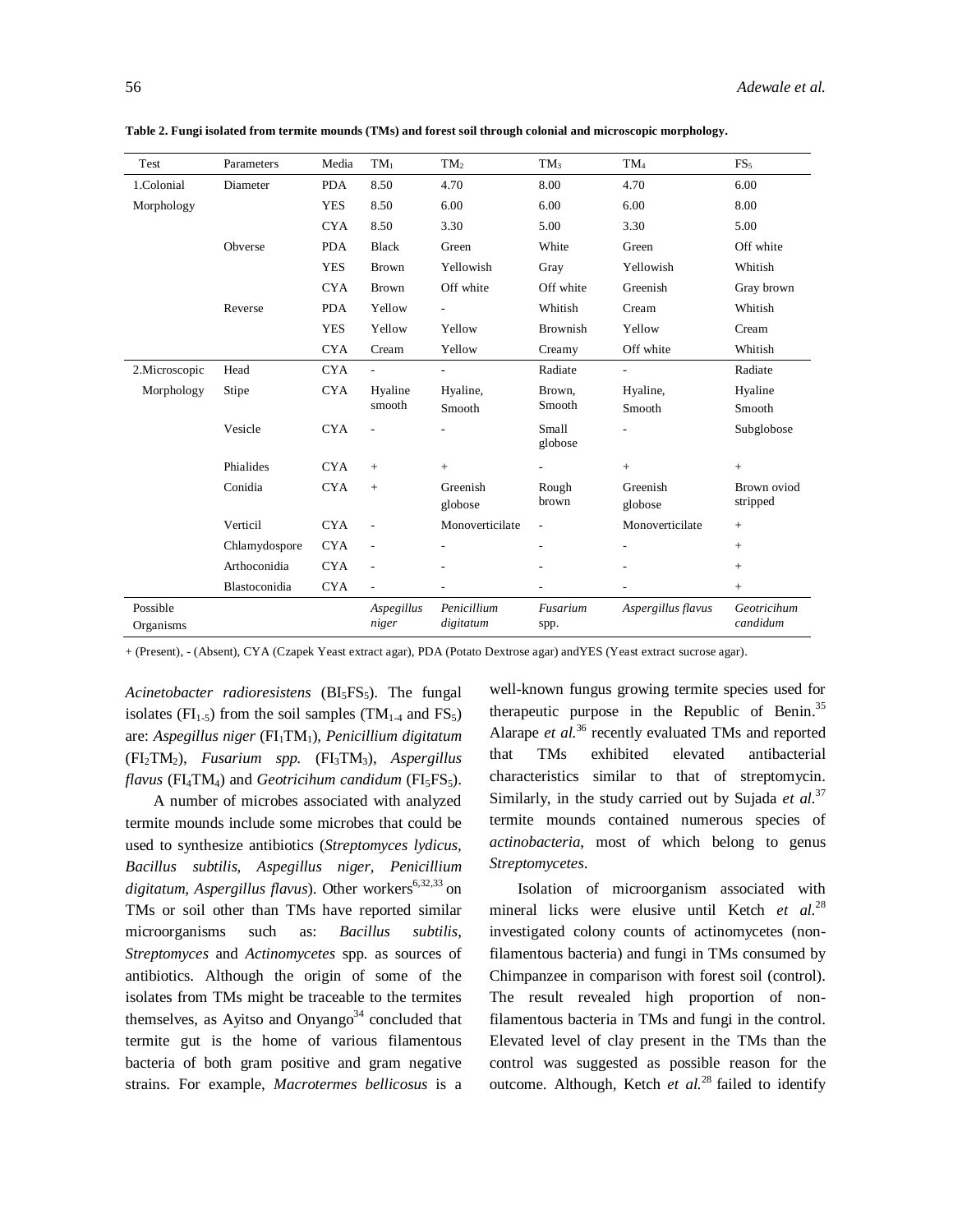**Table 2. Fungi isolated from termite mounds (TMs) and forest soil through colonial and microscopic morphology.**

| Test | Parameters | Media | $TM_1$ | $TM_2$ | $TM_3$ | $TM_4$ | $FS_5$ |
|---|---|---|---|---|---|---|---|
| 1.Colonial Morphology | Diameter | PDA | 8.50 | 4.70 | 8.00 | 4.70 | 6.00 |
| | | YES | 8.50 | 6.00 | 6.00 | 6.00 | 8.00 |
| | | CYA | 8.50 | 3.30 | 5.00 | 3.30 | 5.00 |
| | Obverse | PDA | Black | Green | White | Green | Off white |
| | | YES | Brown | Yellowish | Gray | Yellowish | Whitish |
| | | CYA | Brown | Off white | Off white | Greenish | Gray brown |
| | Reverse | PDA | Yellow | - | Whitish | Cream | Whitish |
| | | YES | Yellow | Yellow | Brownish | Yellow | Cream |
| | | CYA | Cream | Yellow | Creamy | Off white | Whitish |
| 2.Microscopic Morphology | Head | CYA | - | - | Radiate | - | Radiate |
| | Stipe | CYA | Hyaline smooth | Hyaline, Smooth | Brown, Smooth | Hyaline, Smooth | Hyaline Smooth |
| | Vesicle | CYA | - | - | Small globose | - | Subglobose |
| | Phialides | CYA | + | + | - | + | + |
| | Conidia | CYA | + | Greenish globose | Rough brown | Greenish globose | Brown oviod stripped |
| | Verticil | CYA | - | Monoverticilate | - | Monoverticilate | + |
| | Chlamydospore | CYA | - | - | - | - | + |
| | Arthoconidia | CYA | - | - | - | - | + |
| | Blastoconidia | CYA | - | - | - | - | + |
| Possible Organisms | | | *Aspegillus niger* | *Penicillium digitatum* | *Fusarium* spp. | *Aspergillus flavus* | *Geotricihum candidum* |

+ (Present), - (Absent), CYA (Czapek Yeast extract agar), PDA (Potato Dextrose agar) andYES (Yeast extract sucrose agar).

*Acinetobacter radioresistens* ($BI_5FS_5$). The fungal isolates ($FI_{1-5}$) from the soil samples ($TM_{1-4}$ and $FS_5$) are: *Aspegillus niger* ($FI_1TM_1$), *Penicillium digitatum* ($FI_2TM_2$), *Fusarium spp.* ($FI_3TM_3$), *Aspergillus flavus* ($FI_4TM_4$) and *Geotricihum candidum* ($FI_5FS_5$).

A number of microbes associated with analyzed termite mounds include some microbes that could be used to synthesize antibiotics (*Streptomyces lydicus, Bacillus subtilis, Aspegillus niger, Penicillium digitatum, Aspergillus flavus*). Other workers[6,32,33] on TMs or soil other than TMs have reported similar microorganisms such as: *Bacillus subtilis*, *Streptomyces* and *Actinomycetes* spp. as sources of antibiotics. Although the origin of some of the isolates from TMs might be traceable to the termites themselves, as Ayitso and Onyango[34] concluded that termite gut is the home of various filamentous bacteria of both gram positive and gram negative strains. For example, *Macrotermes bellicosus* is a well-known fungus growing termite species used for therapeutic purpose in the Republic of Benin.[35] Alarape *et al.*[36] recently evaluated TMs and reported that TMs exhibited elevated antibacterial characteristics similar to that of streptomycin. Similarly, in the study carried out by Sujada *et al.*[37] termite mounds contained numerous species of *actinobacteria*, most of which belong to genus *Streptomycetes*.

Isolation of microorganism associated with mineral licks were elusive until Ketch *et al.*[28] investigated colony counts of actinomycetes (non-filamentous bacteria) and fungi in TMs consumed by Chimpanzee in comparison with forest soil (control). The result revealed high proportion of non-filamentous bacteria in TMs and fungi in the control. Elevated level of clay present in the TMs than the control was suggested as possible reason for the outcome. Although, Ketch *et al.*[28] failed to identify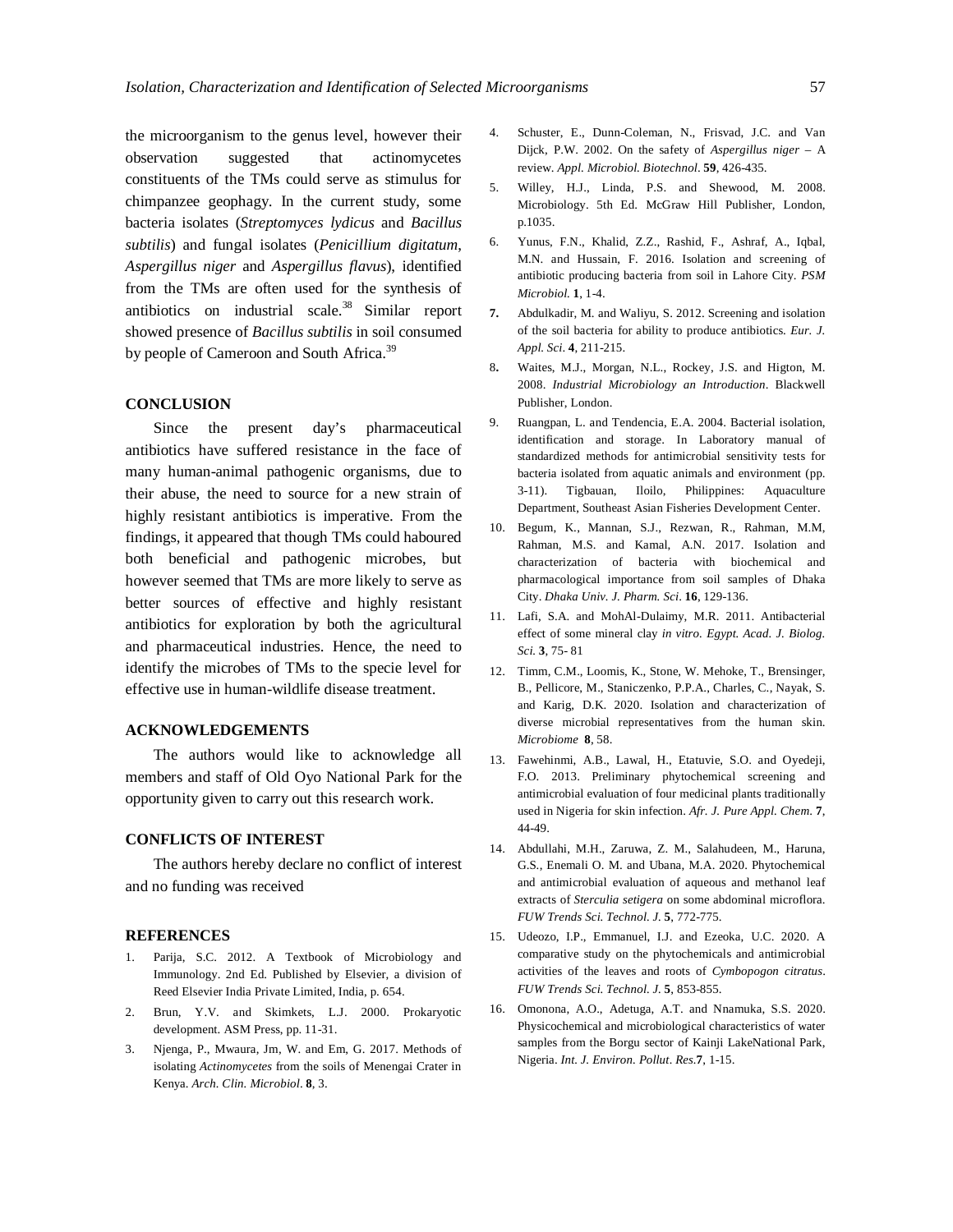the microorganism to the genus level, however their observation suggested that actinomycetes constituents of the TMs could serve as stimulus for chimpanzee geophagy. In the current study, some bacteria isolates (*Streptomyces lydicus* and *Bacillus subtilis*) and fungal isolates (*Penicillium digitatum*, *Aspergillus niger* and *Aspergillus flavus*), identified from the TMs are often used for the synthesis of antibiotics on industrial scale.[38] Similar report showed presence of *Bacillus subtilis* in soil consumed by people of Cameroon and South Africa.[39]

## CONCLUSION

Since the present day's pharmaceutical antibiotics have suffered resistance in the face of many human-animal pathogenic organisms, due to their abuse, the need to source for a new strain of highly resistant antibiotics is imperative. From the findings, it appeared that though TMs could haboured both beneficial and pathogenic microbes, but however seemed that TMs are more likely to serve as better sources of effective and highly resistant antibiotics for exploration by both the agricultural and pharmaceutical industries. Hence, the need to identify the microbes of TMs to the specie level for effective use in human-wildlife disease treatment.

## ACKNOWLEDGEMENTS

The authors would like to acknowledge all members and staff of Old Oyo National Park for the opportunity given to carry out this research work.

## CONFLICTS OF INTEREST

The authors hereby declare no conflict of interest and no funding was received

## REFERENCES

1. Parija, S.C. 2012. A Textbook of Microbiology and Immunology. 2nd Ed. Published by Elsevier, a division of Reed Elsevier India Private Limited, India, p. 654.
2. Brun, Y.V. and Skimkets, L.J. 2000. Prokaryotic development. ASM Press, pp. 11-31.
3. Njenga, P., Mwaura, Jm, W. and Em, G. 2017. Methods of isolating *Actinomycetes* from the soils of Menengai Crater in Kenya. *Arch. Clin. Microbiol*. **8**, 3.
4. Schuster, E., Dunn-Coleman, N., Frisvad, J.C. and Van Dijck, P.W. 2002. On the safety of *Aspergillus niger* – A review. *Appl. Microbiol. Biotechnol*. **59**, 426-435.
5. Willey, H.J., Linda, P.S. and Shewood, M. 2008. Microbiology. 5th Ed. McGraw Hill Publisher, London, p.1035.
6. Yunus, F.N., Khalid, Z.Z., Rashid, F., Ashraf, A., Iqbal, M.N. and Hussain, F. 2016. Isolation and screening of antibiotic producing bacteria from soil in Lahore City. *PSM Microbiol.* **1**, 1-4.
7. Abdulkadir, M. and Waliyu, S. 2012. Screening and isolation of the soil bacteria for ability to produce antibiotics. *Eur. J. Appl. Sci*. **4**, 211-215.
8. Waites, M.J., Morgan, N.L., Rockey, J.S. and Higton, M. 2008. *Industrial Microbiology an Introduction*. Blackwell Publisher, London.
9. Ruangpan, L. and Tendencia, E.A. 2004. Bacterial isolation, identification and storage. In Laboratory manual of standardized methods for antimicrobial sensitivity tests for bacteria isolated from aquatic animals and environment (pp. 3-11). Tigbauan, Iloilo, Philippines: Aquaculture Department, Southeast Asian Fisheries Development Center.
10. Begum, K., Mannan, S.J., Rezwan, R., Rahman, M.M, Rahman, M.S. and Kamal, A.N. 2017. Isolation and characterization of bacteria with biochemical and pharmacological importance from soil samples of Dhaka City. *Dhaka Univ. J. Pharm. Sci*. **16**, 129-136.
11. Lafi, S.A. and MohAl-Dulaimy, M.R. 2011. Antibacterial effect of some mineral clay *in vitro*. *Egypt. Acad. J. Biolog. Sci.* **3**, 75- 81
12. Timm, C.M., Loomis, K., Stone, W. Mehoke, T., Brensinger, B., Pellicore, M., Staniczenko, P.P.A., Charles, C., Nayak, S. and Karig, D.K. 2020. Isolation and characterization of diverse microbial representatives from the human skin. *Microbiome* **8**, 58.
13. Fawehinmi, A.B., Lawal, H., Etatuvie, S.O. and Oyedeji, F.O. 2013. Preliminary phytochemical screening and antimicrobial evaluation of four medicinal plants traditionally used in Nigeria for skin infection. *Afr. J. Pure Appl. Chem.* **7**, 44-49.
14. Abdullahi, M.H., Zaruwa, Z. M., Salahudeen, M., Haruna, G.S., Enemali O. M. and Ubana, M.A. 2020. Phytochemical and antimicrobial evaluation of aqueous and methanol leaf extracts of *Sterculia setigera* on some abdominal microflora. *FUW Trends Sci. Technol. J.* **5**, 772-775.
15. Udeozo, I.P., Emmanuel, I.J. and Ezeoka, U.C. 2020. A comparative study on the phytochemicals and antimicrobial activities of the leaves and roots of *Cymbopogon citratus*. *FUW Trends Sci. Technol. J.* **5**, 853-855.
16. Omonona, A.O., Adetuga, A.T. and Nnamuka, S.S. 2020. Physicochemical and microbiological characteristics of water samples from the Borgu sector of Kainji LakeNational Park, Nigeria. *Int. J. Environ. Pollut. Res.***7**, 1-15.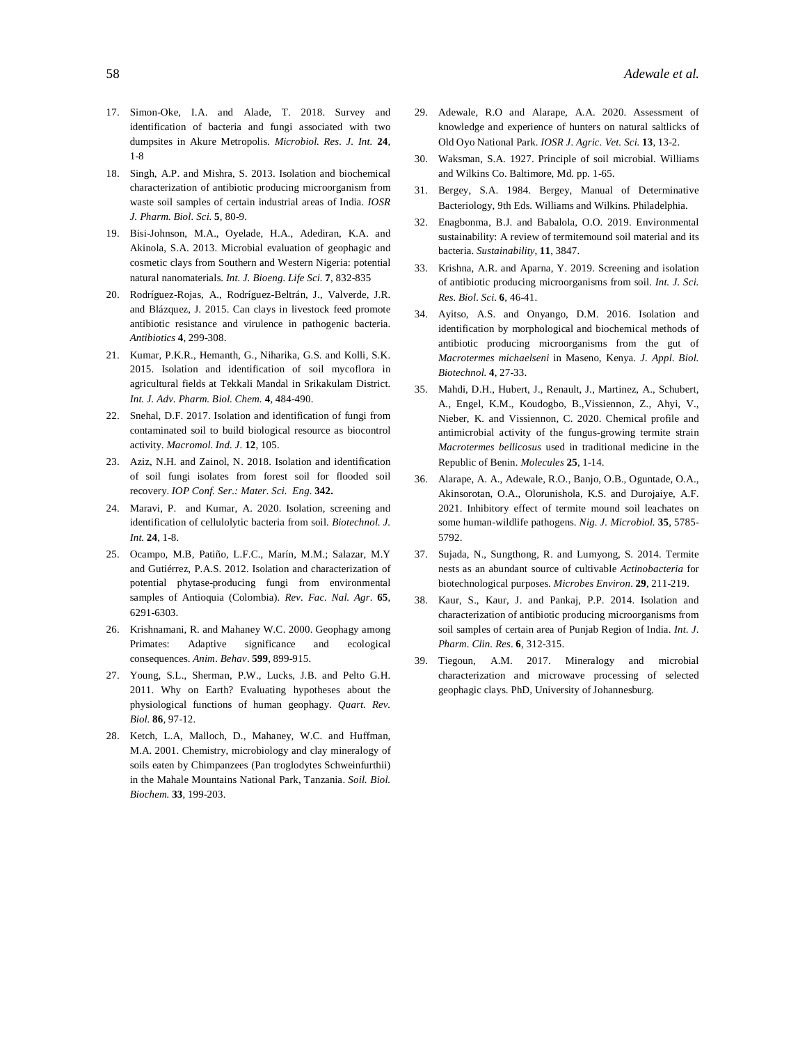17. Simon-Oke, I.A. and Alade, T. 2018. Survey and identification of bacteria and fungi associated with two dumpsites in Akure Metropolis. *Microbiol. Res. J. Int.* **24**, 1-8
18. Singh, A.P. and Mishra, S. 2013. Isolation and biochemical characterization of antibiotic producing microorganism from waste soil samples of certain industrial areas of India. *IOSR J. Pharm. Biol. Sci.* **5**, 80-9.
19. Bisi-Johnson, M.A., Oyelade, H.A., Adediran, K.A. and Akinola, S.A. 2013. Microbial evaluation of geophagic and cosmetic clays from Southern and Western Nigeria: potential natural nanomaterials. *Int. J. Bioeng. Life Sci.* **7**, 832-835
20. Rodríguez-Rojas, A., Rodríguez-Beltrán, J., Valverde, J.R. and Blázquez, J. 2015. Can clays in livestock feed promote antibiotic resistance and virulence in pathogenic bacteria. *Antibiotics* **4**, 299-308.
21. Kumar, P.K.R., Hemanth, G., Niharika, G.S. and Kolli, S.K. 2015. Isolation and identification of soil mycoflora in agricultural fields at Tekkali Mandal in Srikakulam District. *Int. J. Adv. Pharm. Biol. Chem.* **4**, 484-490.
22. Snehal, D.F. 2017. Isolation and identification of fungi from contaminated soil to build biological resource as biocontrol activity. *Macromol. Ind. J*. **12**, 105.
23. Aziz, N.H. and Zainol, N. 2018. Isolation and identification of soil fungi isolates from forest soil for flooded soil recovery. *IOP Conf. Ser.: Mater. Sci. Eng.* **342.**
24. Maravi, P. and Kumar, A. 2020. Isolation, screening and identification of cellulolytic bacteria from soil. *Biotechnol. J. Int.* **24**, 1-8.
25. Ocampo, M.B, Patiño, L.F.C., Marín, M.M.; Salazar, M.Y and Gutiérrez, P.A.S. 2012. Isolation and characterization of potential phytase-producing fungi from environmental samples of Antioquia (Colombia). *Rev. Fac. Nal. Agr*. **65**, 6291-6303.
26. Krishnamani, R. and Mahaney W.C. 2000. Geophagy among Primates: Adaptive significance and ecological consequences. *Anim. Behav*. **599**, 899-915.
27. Young, S.L., Sherman, P.W., Lucks, J.B. and Pelto G.H. 2011. Why on Earth? Evaluating hypotheses about the physiological functions of human geophagy. *Quart. Rev. Biol.* **86**, 97-12.
28. Ketch, L.A, Malloch, D., Mahaney, W.C. and Huffman, M.A. 2001. Chemistry, microbiology and clay mineralogy of soils eaten by Chimpanzees (Pan troglodytes Schweinfurthii) in the Mahale Mountains National Park, Tanzania. *Soil. Biol. Biochem.* **33**, 199-203.
29. Adewale, R.O and Alarape, A.A. 2020. Assessment of knowledge and experience of hunters on natural saltlicks of Old Oyo National Park. *IOSR J. Agric. Vet. Sci.* **13**, 13-2.
30. Waksman, S.A. 1927. Principle of soil microbial. Williams and Wilkins Co. Baltimore, Md. pp. 1-65.
31. Bergey, S.A. 1984. Bergey, Manual of Determinative Bacteriology, 9th Eds. Williams and Wilkins. Philadelphia.
32. Enagbonma, B.J. and Babalola, O.O. 2019. Environmental sustainability: A review of termitemound soil material and its bacteria. *Sustainability*, **11**, 3847.
33. Krishna, A.R. and Aparna, Y. 2019. Screening and isolation of antibiotic producing microorganisms from soil. *Int. J. Sci. Res. Biol. Sci*. **6**, 46-41.
34. Ayitso, A.S. and Onyango, D.M. 2016. Isolation and identification by morphological and biochemical methods of antibiotic producing microorganisms from the gut of *Macrotermes michaelseni* in Maseno, Kenya. *J. Appl. Biol. Biotechnol.* **4**, 27-33.
35. Mahdi, D.H., Hubert, J., Renault, J., Martinez, A., Schubert, A., Engel, K.M., Koudogbo, B.,Vissiennon, Z., Ahyi, V., Nieber, K. and Vissiennon, C. 2020. Chemical profile and antimicrobial activity of the fungus-growing termite strain *Macrotermes bellicosus* used in traditional medicine in the Republic of Benin. *Molecules* **25**, 1-14.
36. Alarape, A. A., Adewale, R.O., Banjo, O.B., Oguntade, O.A., Akinsorotan, O.A., Olorunishola, K.S. and Durojaiye, A.F. 2021. Inhibitory effect of termite mound soil leachates on some human-wildlife pathogens. *Nig. J. Microbiol.* **35**, 5785-5792.
37. Sujada, N., Sungthong, R. and Lumyong, S. 2014. Termite nests as an abundant source of cultivable *Actinobacteria* for biotechnological purposes. *Microbes Environ*. **29**, 211-219.
38. Kaur, S., Kaur, J. and Pankaj, P.P. 2014. Isolation and characterization of antibiotic producing microorganisms from soil samples of certain area of Punjab Region of India. *Int. J. Pharm. Clin. Res*. **6**, 312-315.
39. Tiegoun, A.M. 2017. Mineralogy and microbial characterization and microwave processing of selected geophagic clays. PhD, University of Johannesburg.